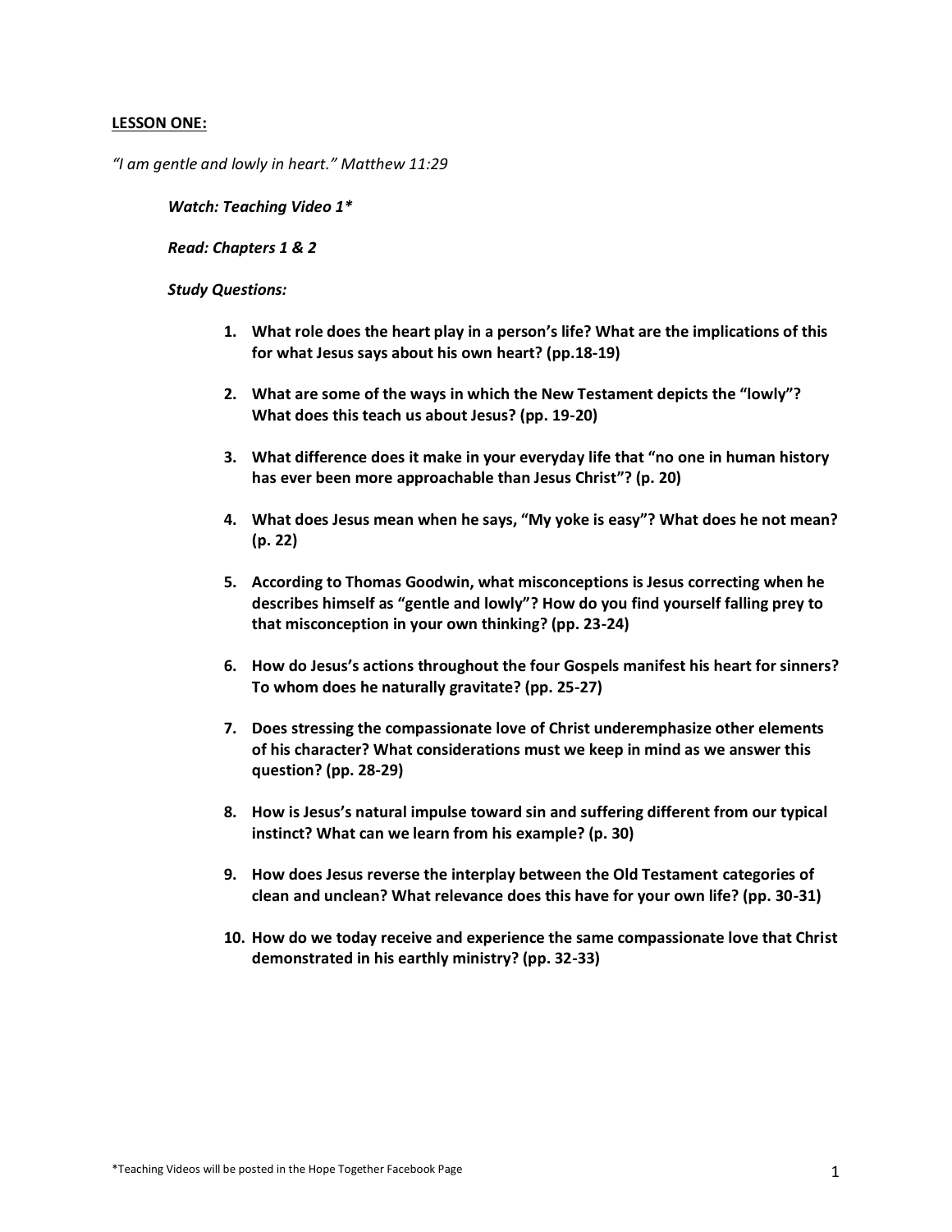**LESSON ONE:**

*"I am gentle and lowly in heart." Matthew 11:29*

***Watch: Teaching Video 1****

***Read: Chapters 1 & 2***

***Study Questions:***

1. **What role does the heart play in a person's life? What are the implications of this for what Jesus says about his own heart? (pp.18-19)**
2. **What are some of the ways in which the New Testament depicts the "lowly"? What does this teach us about Jesus? (pp. 19-20)**
3. **What difference does it make in your everyday life that "no one in human history has ever been more approachable than Jesus Christ"? (p. 20)**
4. **What does Jesus mean when he says, "My yoke is easy"? What does he not mean? (p. 22)**
5. **According to Thomas Goodwin, what misconceptions is Jesus correcting when he describes himself as "gentle and lowly"? How do you find yourself falling prey to that misconception in your own thinking? (pp. 23-24)**
6. **How do Jesus's actions throughout the four Gospels manifest his heart for sinners? To whom does he naturally gravitate? (pp. 25-27)**
7. **Does stressing the compassionate love of Christ underemphasize other elements of his character? What considerations must we keep in mind as we answer this question? (pp. 28-29)**
8. **How is Jesus's natural impulse toward sin and suffering different from our typical instinct? What can we learn from his example? (p. 30)**
9. **How does Jesus reverse the interplay between the Old Testament categories of clean and unclean? What relevance does this have for your own life? (pp. 30-31)**
10. **How do we today receive and experience the same compassionate love that Christ demonstrated in his earthly ministry? (pp. 32-33)**

*Teaching Videos will be posted in the Hope Together Facebook Page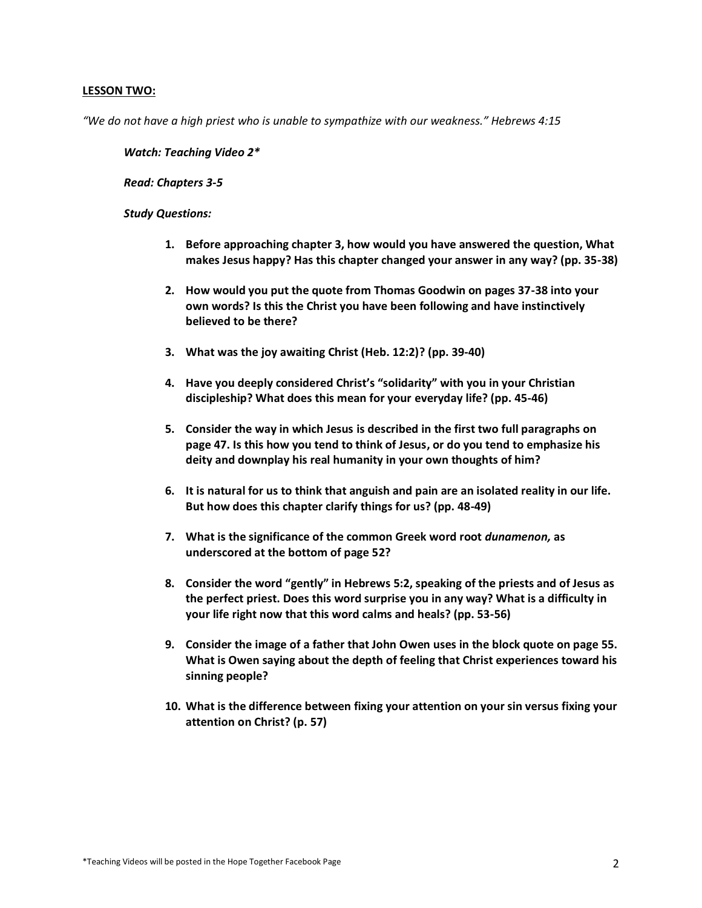**LESSON TWO:**

*"We do not have a high priest who is unable to sympathize with our weakness." Hebrews 4:15*

***Watch: Teaching Video 2****

***Read: Chapters 3-5***

***Study Questions:***

1. **Before approaching chapter 3, how would you have answered the question, What makes Jesus happy? Has this chapter changed your answer in any way? (pp. 35-38)**

2. **How would you put the quote from Thomas Goodwin on pages 37-38 into your own words? Is this the Christ you have been following and have instinctively believed to be there?**

3. **What was the joy awaiting Christ (Heb. 12:2)? (pp. 39-40)**

4. **Have you deeply considered Christ's "solidarity" with you in your Christian discipleship? What does this mean for your everyday life? (pp. 45-46)**

5. **Consider the way in which Jesus is described in the first two full paragraphs on page 47. Is this how you tend to think of Jesus, or do you tend to emphasize his deity and downplay his real humanity in your own thoughts of him?**

6. **It is natural for us to think that anguish and pain are an isolated reality in our life. But how does this chapter clarify things for us? (pp. 48-49)**

7. **What is the significance of the common Greek word root *dunamenon,* as underscored at the bottom of page 52?**

8. **Consider the word "gently" in Hebrews 5:2, speaking of the priests and of Jesus as the perfect priest. Does this word surprise you in any way? What is a difficulty in your life right now that this word calms and heals? (pp. 53-56)**

9. **Consider the image of a father that John Owen uses in the block quote on page 55. What is Owen saying about the depth of feeling that Christ experiences toward his sinning people?**

10. **What is the difference between fixing your attention on your sin versus fixing your attention on Christ? (p. 57)**

*Teaching Videos will be posted in the Hope Together Facebook Page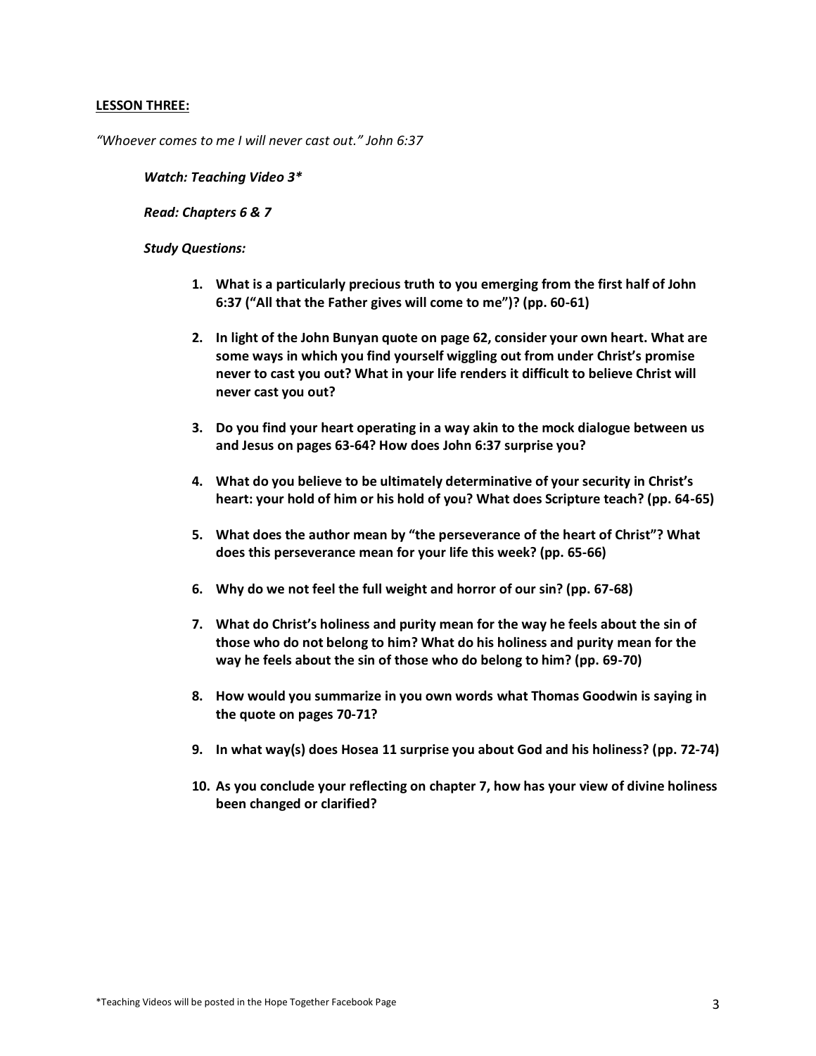**LESSON THREE:**

*"Whoever comes to me I will never cast out." John 6:37*

***Watch: Teaching Video 3****

***Read: Chapters 6 & 7***

***Study Questions:***

1. **What is a particularly precious truth to you emerging from the first half of John 6:37 ("All that the Father gives will come to me")? (pp. 60-61)**

2. **In light of the John Bunyan quote on page 62, consider your own heart. What are some ways in which you find yourself wiggling out from under Christ's promise never to cast you out? What in your life renders it difficult to believe Christ will never cast you out?**

3. **Do you find your heart operating in a way akin to the mock dialogue between us and Jesus on pages 63-64? How does John 6:37 surprise you?**

4. **What do you believe to be ultimately determinative of your security in Christ's heart: your hold of him or his hold of you? What does Scripture teach? (pp. 64-65)**

5. **What does the author mean by "the perseverance of the heart of Christ"? What does this perseverance mean for your life this week? (pp. 65-66)**

6. **Why do we not feel the full weight and horror of our sin? (pp. 67-68)**

7. **What do Christ's holiness and purity mean for the way he feels about the sin of those who do not belong to him? What do his holiness and purity mean for the way he feels about the sin of those who do belong to him? (pp. 69-70)**

8. **How would you summarize in you own words what Thomas Goodwin is saying in the quote on pages 70-71?**

9. **In what way(s) does Hosea 11 surprise you about God and his holiness? (pp. 72-74)**

10. **As you conclude your reflecting on chapter 7, how has your view of divine holiness been changed or clarified?**

*Teaching Videos will be posted in the Hope Together Facebook Page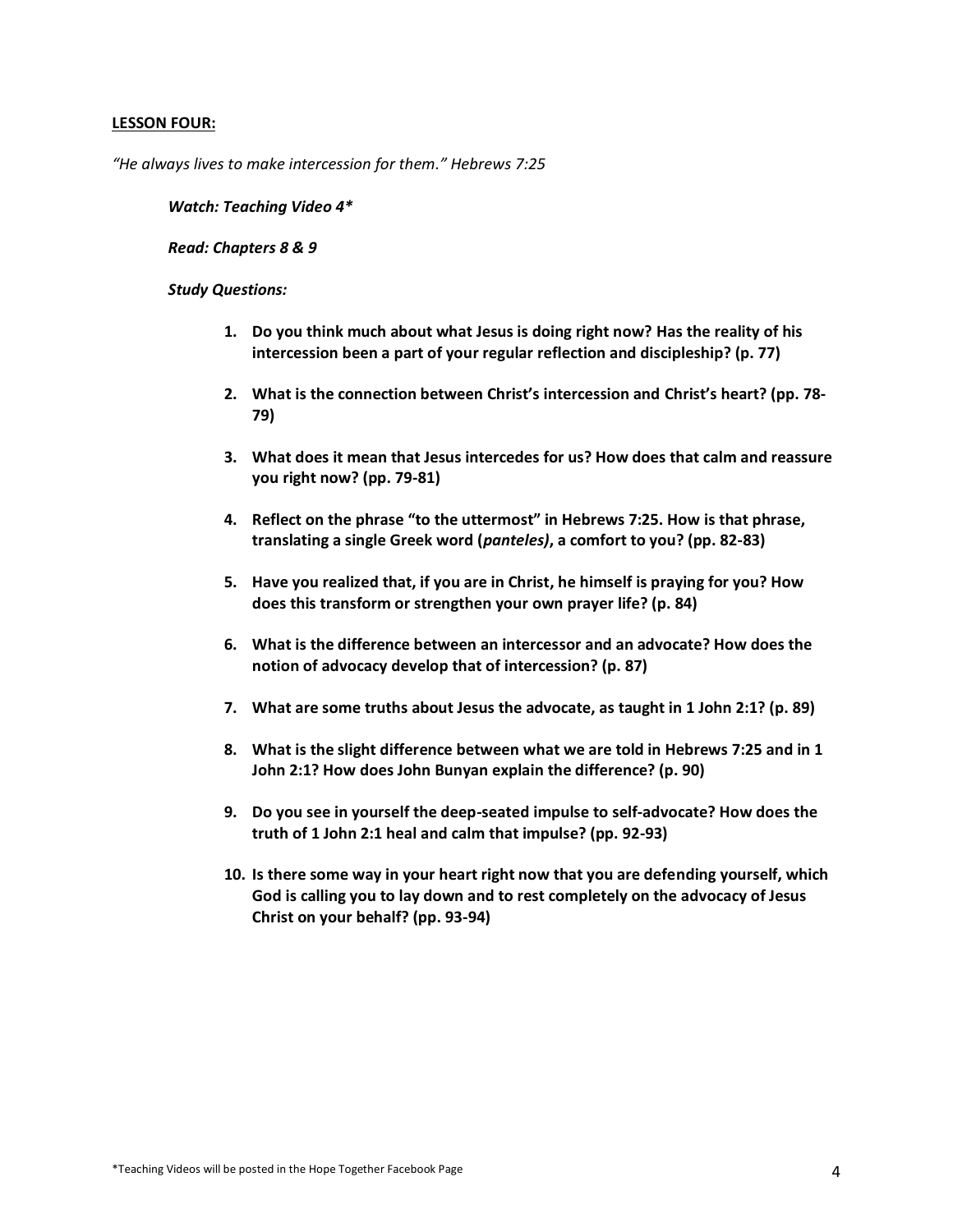**<u>LESSON FOUR:</u>**

*"He always lives to make intercession for them." Hebrews 7:25*

***Watch: Teaching Video 4****

***Read: Chapters 8 & 9***

***Study Questions:***

1. **Do you think much about what Jesus is doing right now? Has the reality of his intercession been a part of your regular reflection and discipleship? (p. 77)**

2. **What is the connection between Christ's intercession and Christ's heart? (pp. 78-79)**

3. **What does it mean that Jesus intercedes for us? How does that calm and reassure you right now? (pp. 79-81)**

4. **Reflect on the phrase "to the uttermost" in Hebrews 7:25. How is that phrase, translating a single Greek word (*panteles)*, a comfort to you? (pp. 82-83)**

5. **Have you realized that, if you are in Christ, he himself is praying for you? How does this transform or strengthen your own prayer life? (p. 84)**

6. **What is the difference between an intercessor and an advocate? How does the notion of advocacy develop that of intercession? (p. 87)**

7. **What are some truths about Jesus the advocate, as taught in 1 John 2:1? (p. 89)**

8. **What is the slight difference between what we are told in Hebrews 7:25 and in 1 John 2:1? How does John Bunyan explain the difference? (p. 90)**

9. **Do you see in yourself the deep-seated impulse to self-advocate? How does the truth of 1 John 2:1 heal and calm that impulse? (pp. 92-93)**

10. **Is there some way in your heart right now that you are defending yourself, which God is calling you to lay down and to rest completely on the advocacy of Jesus Christ on your behalf? (pp. 93-94)**

*Teaching Videos will be posted in the Hope Together Facebook Page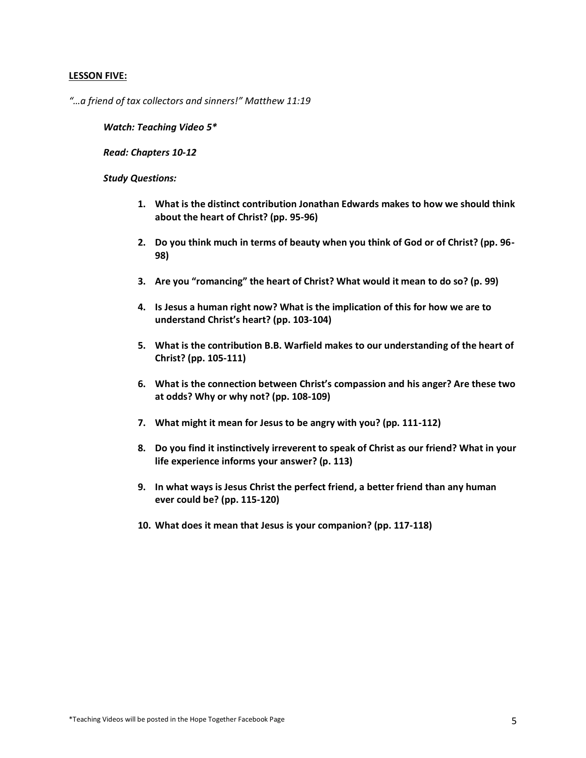**<u>LESSON FIVE:</u>**

*"…a friend of tax collectors and sinners!" Matthew 11:19*

***Watch: Teaching Video 5****

***Read: Chapters 10-12***

***Study Questions:***

1. **What is the distinct contribution Jonathan Edwards makes to how we should think about the heart of Christ? (pp. 95-96)**
2. **Do you think much in terms of beauty when you think of God or of Christ? (pp. 96-98)**
3. **Are you "romancing" the heart of Christ? What would it mean to do so? (p. 99)**
4. **Is Jesus a human right now? What is the implication of this for how we are to understand Christ's heart? (pp. 103-104)**
5. **What is the contribution B.B. Warfield makes to our understanding of the heart of Christ? (pp. 105-111)**
6. **What is the connection between Christ's compassion and his anger? Are these two at odds? Why or why not? (pp. 108-109)**
7. **What might it mean for Jesus to be angry with you? (pp. 111-112)**
8. **Do you find it instinctively irreverent to speak of Christ as our friend? What in your life experience informs your answer? (p. 113)**
9. **In what ways is Jesus Christ the perfect friend, a better friend than any human ever could be? (pp. 115-120)**
10. **What does it mean that Jesus is your companion? (pp. 117-118)**

*Teaching Videos will be posted in the Hope Together Facebook Page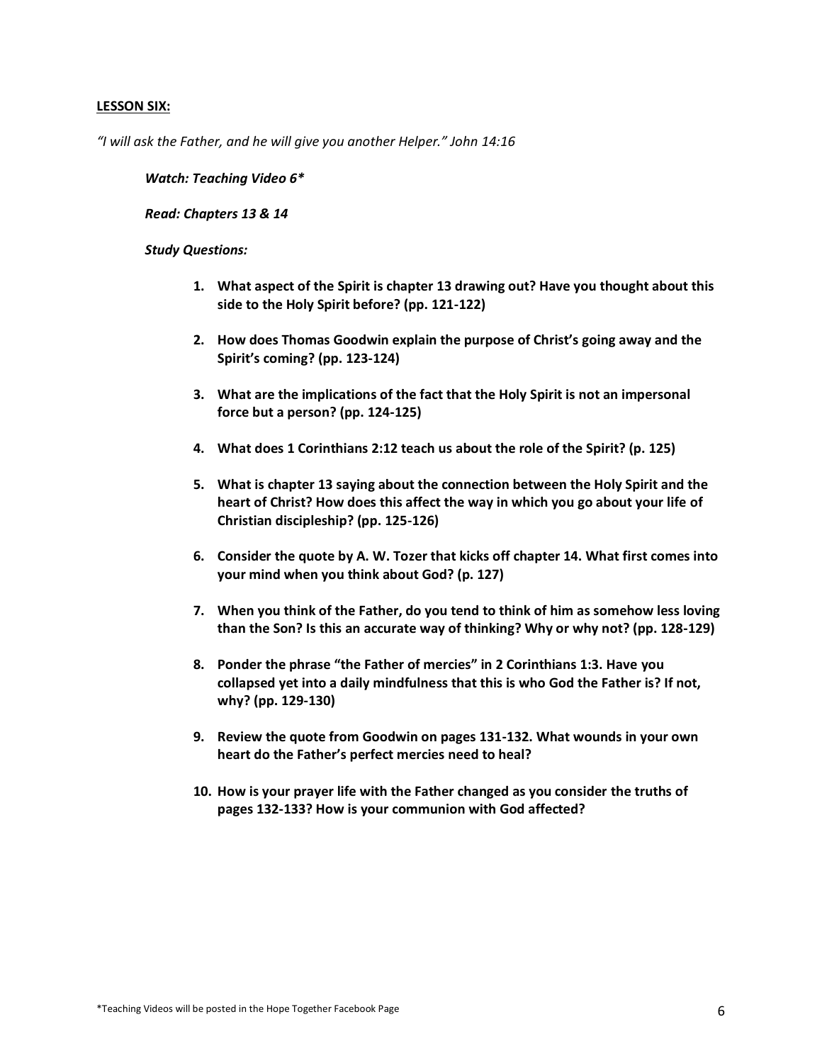**LESSON SIX:**

*"I will ask the Father, and he will give you another Helper." John 14:16*

***Watch: Teaching Video 6****

***Read: Chapters 13 & 14***

***Study Questions:***

1. **What aspect of the Spirit is chapter 13 drawing out? Have you thought about this side to the Holy Spirit before? (pp. 121-122)**
2. **How does Thomas Goodwin explain the purpose of Christ's going away and the Spirit's coming? (pp. 123-124)**
3. **What are the implications of the fact that the Holy Spirit is not an impersonal force but a person? (pp. 124-125)**
4. **What does 1 Corinthians 2:12 teach us about the role of the Spirit? (p. 125)**
5. **What is chapter 13 saying about the connection between the Holy Spirit and the heart of Christ? How does this affect the way in which you go about your life of Christian discipleship? (pp. 125-126)**
6. **Consider the quote by A. W. Tozer that kicks off chapter 14. What first comes into your mind when you think about God? (p. 127)**
7. **When you think of the Father, do you tend to think of him as somehow less loving than the Son? Is this an accurate way of thinking? Why or why not? (pp. 128-129)**
8. **Ponder the phrase "the Father of mercies" in 2 Corinthians 1:3. Have you collapsed yet into a daily mindfulness that this is who God the Father is? If not, why? (pp. 129-130)**
9. **Review the quote from Goodwin on pages 131-132. What wounds in your own heart do the Father's perfect mercies need to heal?**
10. **How is your prayer life with the Father changed as you consider the truths of pages 132-133? How is your communion with God affected?**

*Teaching Videos will be posted in the Hope Together Facebook Page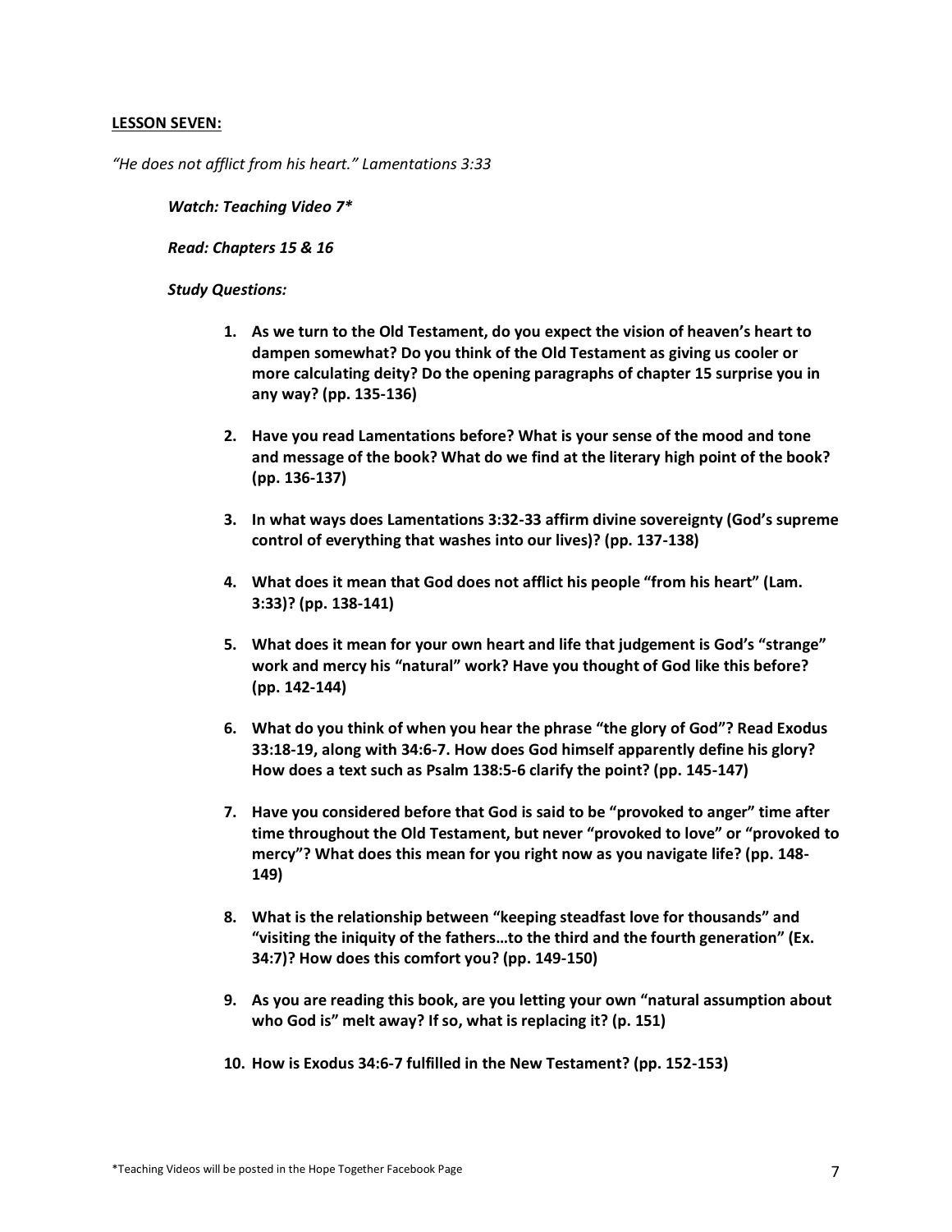**LESSON SEVEN:**

*"He does not afflict from his heart." Lamentations 3:33*

***Watch: Teaching Video 7****

***Read: Chapters 15 & 16***

***Study Questions:***

1. **As we turn to the Old Testament, do you expect the vision of heaven's heart to dampen somewhat? Do you think of the Old Testament as giving us cooler or more calculating deity? Do the opening paragraphs of chapter 15 surprise you in any way? (pp. 135-136)**

2. **Have you read Lamentations before? What is your sense of the mood and tone and message of the book? What do we find at the literary high point of the book? (pp. 136-137)**

3. **In what ways does Lamentations 3:32-33 affirm divine sovereignty (God's supreme control of everything that washes into our lives)? (pp. 137-138)**

4. **What does it mean that God does not afflict his people "from his heart" (Lam. 3:33)? (pp. 138-141)**

5. **What does it mean for your own heart and life that judgement is God's "strange" work and mercy his "natural" work? Have you thought of God like this before? (pp. 142-144)**

6. **What do you think of when you hear the phrase "the glory of God"? Read Exodus 33:18-19, along with 34:6-7. How does God himself apparently define his glory? How does a text such as Psalm 138:5-6 clarify the point? (pp. 145-147)**

7. **Have you considered before that God is said to be "provoked to anger" time after time throughout the Old Testament, but never "provoked to love" or "provoked to mercy"? What does this mean for you right now as you navigate life? (pp. 148-149)**

8. **What is the relationship between "keeping steadfast love for thousands" and "visiting the iniquity of the fathers…to the third and the fourth generation" (Ex. 34:7)? How does this comfort you? (pp. 149-150)**

9. **As you are reading this book, are you letting your own "natural assumption about who God is" melt away? If so, what is replacing it? (p. 151)**

10. **How is Exodus 34:6-7 fulfilled in the New Testament? (pp. 152-153)**

*Teaching Videos will be posted in the Hope Together Facebook Page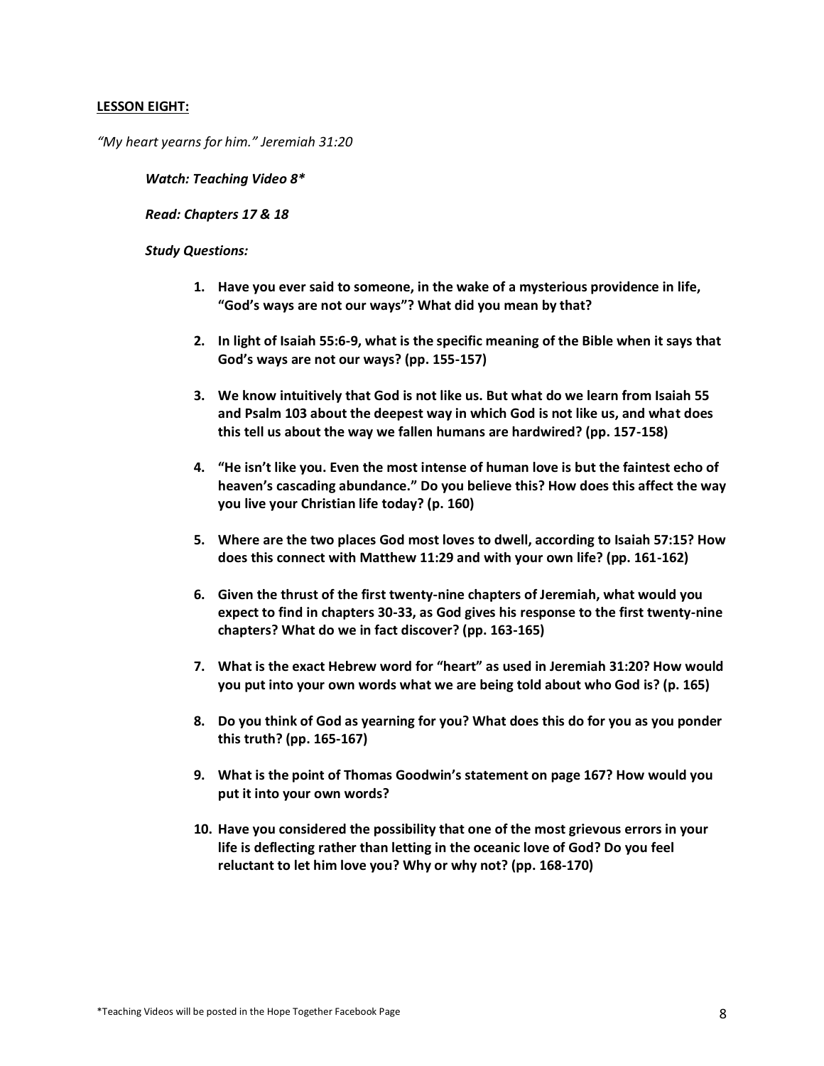**LESSON EIGHT:**

*"My heart yearns for him." Jeremiah 31:20*

***Watch: Teaching Video 8****

***Read: Chapters 17 & 18***

***Study Questions:***

1. **Have you ever said to someone, in the wake of a mysterious providence in life, "God's ways are not our ways"? What did you mean by that?**

2. **In light of Isaiah 55:6-9, what is the specific meaning of the Bible when it says that God's ways are not our ways? (pp. 155-157)**

3. **We know intuitively that God is not like us. But what do we learn from Isaiah 55 and Psalm 103 about the deepest way in which God is not like us, and what does this tell us about the way we fallen humans are hardwired? (pp. 157-158)**

4. **"He isn't like you. Even the most intense of human love is but the faintest echo of heaven's cascading abundance." Do you believe this? How does this affect the way you live your Christian life today? (p. 160)**

5. **Where are the two places God most loves to dwell, according to Isaiah 57:15? How does this connect with Matthew 11:29 and with your own life? (pp. 161-162)**

6. **Given the thrust of the first twenty-nine chapters of Jeremiah, what would you expect to find in chapters 30-33, as God gives his response to the first twenty-nine chapters? What do we in fact discover? (pp. 163-165)**

7. **What is the exact Hebrew word for "heart" as used in Jeremiah 31:20? How would you put into your own words what we are being told about who God is? (p. 165)**

8. **Do you think of God as yearning for you? What does this do for you as you ponder this truth? (pp. 165-167)**

9. **What is the point of Thomas Goodwin's statement on page 167? How would you put it into your own words?**

10. **Have you considered the possibility that one of the most grievous errors in your life is deflecting rather than letting in the oceanic love of God? Do you feel reluctant to let him love you? Why or why not? (pp. 168-170)**

*Teaching Videos will be posted in the Hope Together Facebook Page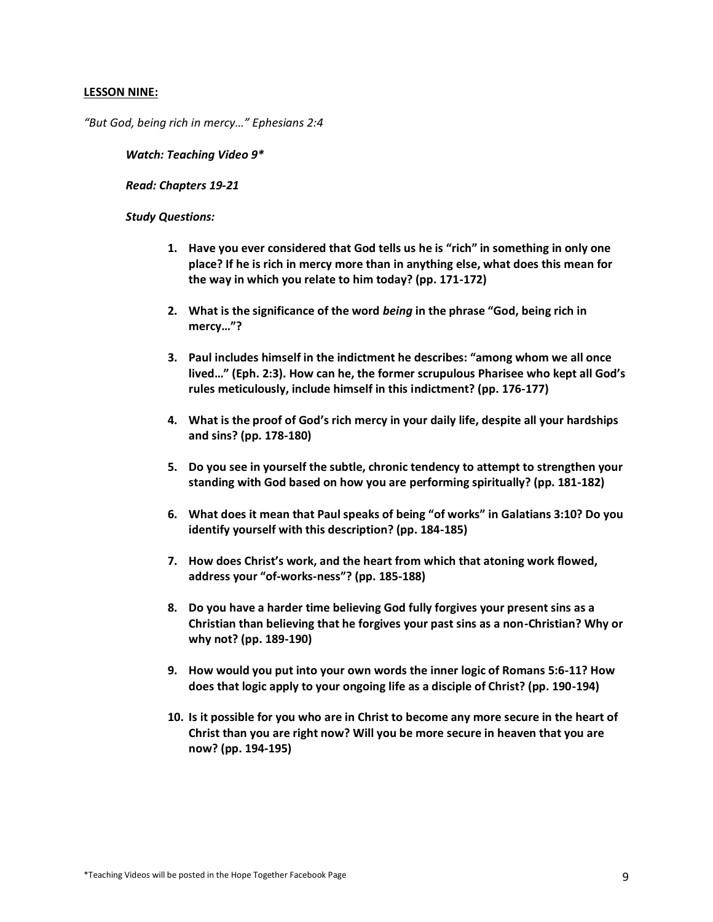**LESSON NINE:**

*"But God, being rich in mercy…" Ephesians 2:4*

***Watch: Teaching Video 9****

***Read: Chapters 19-21***

***Study Questions:***

1. **Have you ever considered that God tells us he is "rich" in something in only one place? If he is rich in mercy more than in anything else, what does this mean for the way in which you relate to him today? (pp. 171-172)**
2. **What is the significance of the word *being* in the phrase "God, being rich in mercy…"?**
3. **Paul includes himself in the indictment he describes: "among whom we all once lived…" (Eph. 2:3). How can he, the former scrupulous Pharisee who kept all God's rules meticulously, include himself in this indictment? (pp. 176-177)**
4. **What is the proof of God's rich mercy in your daily life, despite all your hardships and sins? (pp. 178-180)**
5. **Do you see in yourself the subtle, chronic tendency to attempt to strengthen your standing with God based on how you are performing spiritually? (pp. 181-182)**
6. **What does it mean that Paul speaks of being "of works" in Galatians 3:10? Do you identify yourself with this description? (pp. 184-185)**
7. **How does Christ's work, and the heart from which that atoning work flowed, address your "of-works-ness"? (pp. 185-188)**
8. **Do you have a harder time believing God fully forgives your present sins as a Christian than believing that he forgives your past sins as a non-Christian? Why or why not? (pp. 189-190)**
9. **How would you put into your own words the inner logic of Romans 5:6-11? How does that logic apply to your ongoing life as a disciple of Christ? (pp. 190-194)**
10. **Is it possible for you who are in Christ to become any more secure in the heart of Christ than you are right now? Will you be more secure in heaven that you are now? (pp. 194-195)**

*Teaching Videos will be posted in the Hope Together Facebook Page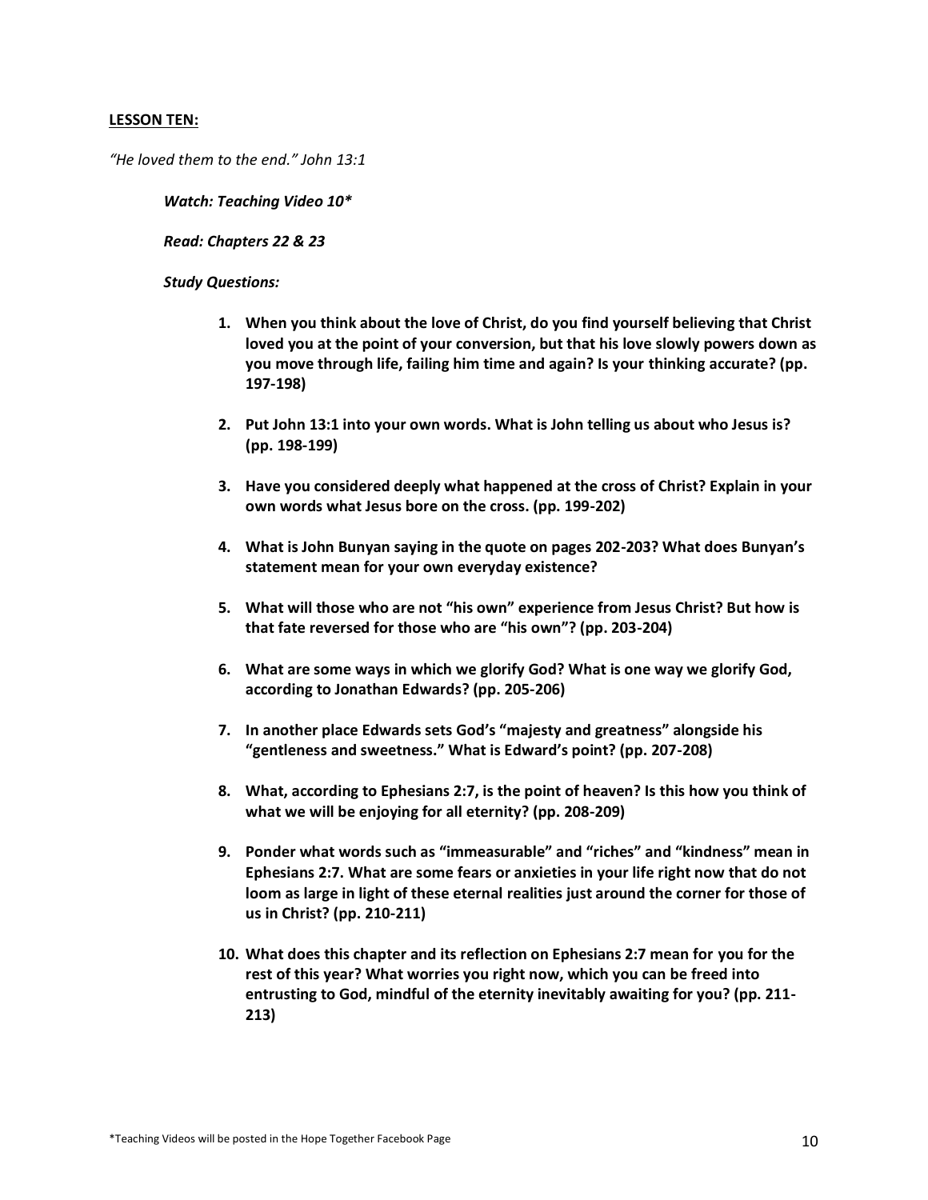**<u>LESSON TEN:</u>**

*"He loved them to the end." John 13:1*

***Watch: Teaching Video 10****

***Read: Chapters 22 & 23***

***Study Questions:***

1. **When you think about the love of Christ, do you find yourself believing that Christ loved you at the point of your conversion, but that his love slowly powers down as you move through life, failing him time and again? Is your thinking accurate? (pp. 197-198)**
2. **Put John 13:1 into your own words. What is John telling us about who Jesus is? (pp. 198-199)**
3. **Have you considered deeply what happened at the cross of Christ? Explain in your own words what Jesus bore on the cross. (pp. 199-202)**
4. **What is John Bunyan saying in the quote on pages 202-203? What does Bunyan's statement mean for your own everyday existence?**
5. **What will those who are not "his own" experience from Jesus Christ? But how is that fate reversed for those who are "his own"? (pp. 203-204)**
6. **What are some ways in which we glorify God? What is one way we glorify God, according to Jonathan Edwards? (pp. 205-206)**
7. **In another place Edwards sets God's "majesty and greatness" alongside his "gentleness and sweetness." What is Edward's point? (pp. 207-208)**
8. **What, according to Ephesians 2:7, is the point of heaven? Is this how you think of what we will be enjoying for all eternity? (pp. 208-209)**
9. **Ponder what words such as "immeasurable" and "riches" and "kindness" mean in Ephesians 2:7. What are some fears or anxieties in your life right now that do not loom as large in light of these eternal realities just around the corner for those of us in Christ? (pp. 210-211)**
10. **What does this chapter and its reflection on Ephesians 2:7 mean for you for the rest of this year? What worries you right now, which you can be freed into entrusting to God, mindful of the eternity inevitably awaiting for you? (pp. 211-213)**

*Teaching Videos will be posted in the Hope Together Facebook Page